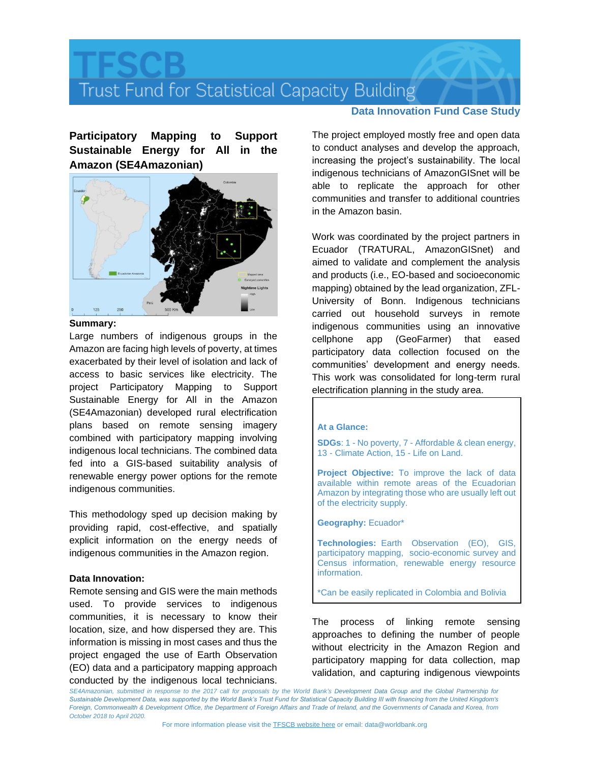# TFSCB

Trust Fund for Statistical Capacity Building

**Data Innovation Fund Case Study**

## Participatory Mapping to Support Sustainable Energy for All in the Amazon (SE4Amazonian)

**Summary:**

Large numbers of indigenous groups in the Amazon are facing high levels of poverty, at times exacerbated by their level of isolation and lack of access to basic services like electricity. The project Participatory Mapping to Support Sustainable Energy for All in the Amazon (SE4Amazonian) developed rural electrification plans based on remote sensing imagery combined with participatory mapping involving indigenous local technicians. The combined data fed into a GIS-based suitability analysis of renewable energy power options for the remote indigenous communities.

This methodology sped up decision making by providing rapid, cost-effective, and spatially explicit information on the energy needs of indigenous communities in the Amazon region.

**Data Innovation:**

Remote sensing and GIS were the main methods used. To provide services to indigenous communities, it is necessary to know their location, size, and how dispersed they are. This information is missing in most cases and thus the project engaged the use of Earth Observation (EO) data and a participatory mapping approach conducted by the indigenous local technicians.

The project employed mostly free and open data to conduct analyses and develop the approach, increasing the project's sustainability. The local indigenous technicians of AmazonGISnet will be able to replicate the approach for other communities and transfer to additional countries in the Amazon basin.

Work was coordinated by the project partners in Ecuador (TRATURAL, AmazonGISnet) and aimed to validate and complement the analysis and products (i.e., EO-based and socioeconomic mapping) obtained by the lead organization, ZFL-University of Bonn. Indigenous technicians carried out household surveys in remote indigenous communities using an innovative cellphone app (GeoFarmer) that eased participatory data collection focused on the communities' development and energy needs. This work was consolidated for long-term rural electrification planning in the study area.

**At a Glance:**

**SDGs**: 1 - No poverty, 7 - Affordable & clean energy, 13 - Climate Action, 15 - Life on Land.

**Project Objective:** To improve the lack of data available within remote areas of the Ecuadorian Amazon by integrating those who are usually left out of the electricity supply.

**Geography:** Ecuador*

**Technologies:** Earth Observation (EO), GIS, participatory mapping, socio-economic survey and Census information, renewable energy resource information.

*Can be easily replicated in Colombia and Bolivia

The process of linking remote sensing approaches to defining the number of people without electricity in the Amazon Region and participatory mapping for data collection, map validation, and capturing indigenous viewpoints

*SE4Amazonian, submitted in response to the 2017 call for proposals by the World Bank's Development Data Group and the Global Partnership for Sustainable Development Data, was supported by the World Bank's Trust Fund for Statistical Capacity Building III with financing from the United Kingdom's Foreign, Commonwealth & Development Office, the Department of Foreign Affairs and Trade of Ireland, and the Governments of Canada and Korea, from October 2018 to April 2020.*

For more information please visit the TFSCB website here or email: data@worldbank.org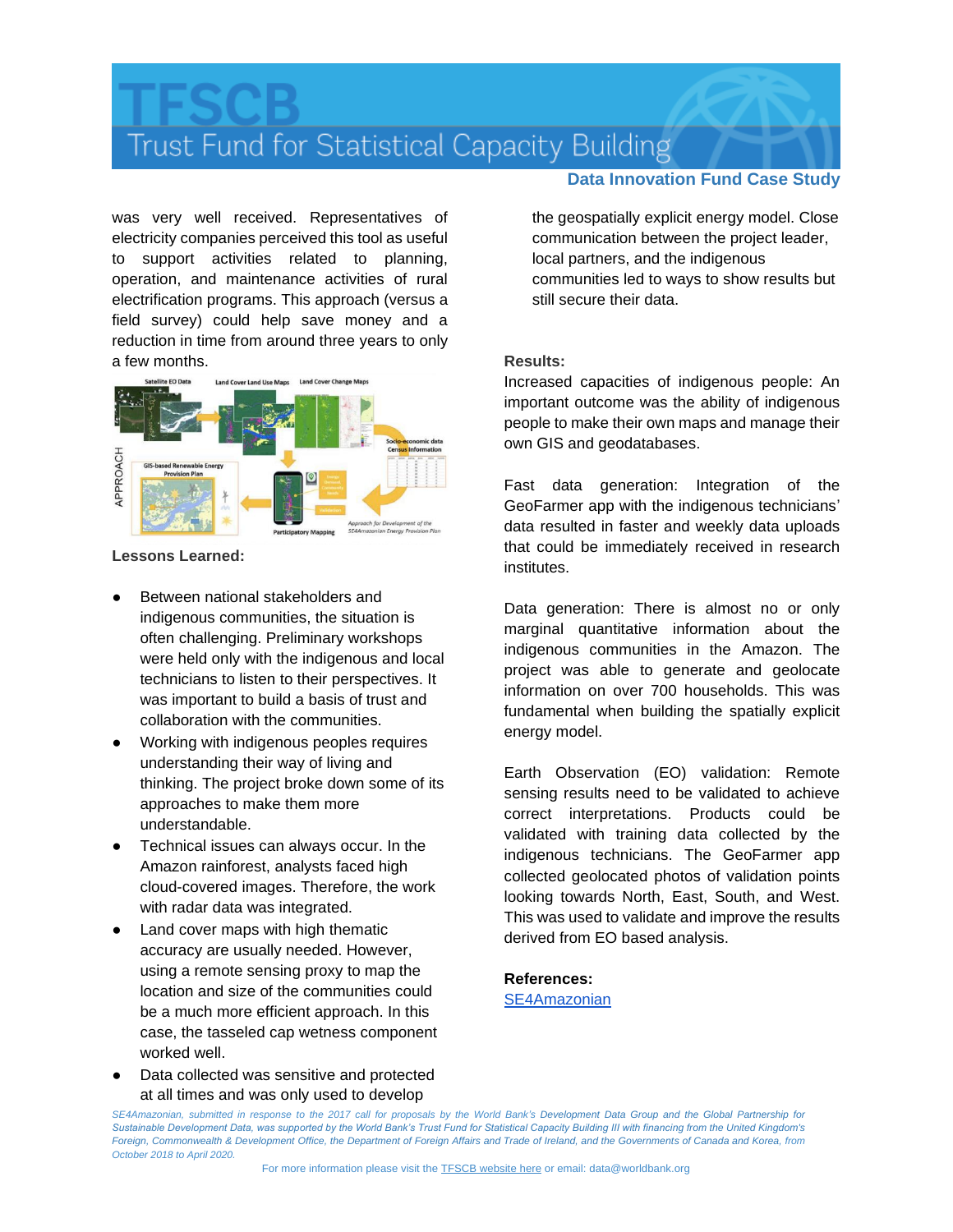was very well received. Representatives of electricity companies perceived this tool as useful to support activities related to planning, operation, and maintenance activities of rural electrification programs. This approach (versus a field survey) could help save money and a reduction in time from around three years to only a few months.

APPROACH

Satellite EO Data

Land Cover Land Use Maps

Land Cover Change Maps

Socio-economic data Census Information

GIS-based Renewable Energy Provision Plan

Participatory Mapping

Validation

Approach for Development of the SE4Amazonian Energy Provision Plan

**Lessons Learned:**

- Between national stakeholders and indigenous communities, the situation is often challenging. Preliminary workshops were held only with the indigenous and local technicians to listen to their perspectives. It was important to build a basis of trust and collaboration with the communities.
- Working with indigenous peoples requires understanding their way of living and thinking. The project broke down some of its approaches to make them more understandable.
- Technical issues can always occur. In the Amazon rainforest, analysts faced high cloud-covered images. Therefore, the work with radar data was integrated.
- Land cover maps with high thematic accuracy are usually needed. However, using a remote sensing proxy to map the location and size of the communities could be a much more efficient approach. In this case, the tasseled cap wetness component worked well.
- Data collected was sensitive and protected at all times and was only used to develop the geospatially explicit energy model. Close communication between the project leader, local partners, and the indigenous communities led to ways to show results but still secure their data.

**Results:**

Increased capacities of indigenous people: An important outcome was the ability of indigenous people to make their own maps and manage their own GIS and geodatabases.

Fast data generation: Integration of the GeoFarmer app with the indigenous technicians' data resulted in faster and weekly data uploads that could be immediately received in research institutes.

Data generation: There is almost no or only marginal quantitative information about the indigenous communities in the Amazon. The project was able to generate and geolocate information on over 700 households. This was fundamental when building the spatially explicit energy model.

Earth Observation (EO) validation: Remote sensing results need to be validated to achieve correct interpretations. Products could be validated with training data collected by the indigenous technicians. The GeoFarmer app collected geolocated photos of validation points looking towards North, East, South, and West. This was used to validate and improve the results derived from EO based analysis.

**References:**

SE4Amazonian

*SE4Amazonian, submitted in response to the 2017 call for proposals by the World Bank's Development Data Group and the Global Partnership for Sustainable Development Data, was supported by the World Bank's Trust Fund for Statistical Capacity Building III with financing from the United Kingdom's Foreign, Commonwealth & Development Office, the Department of Foreign Affairs and Trade of Ireland, and the Governments of Canada and Korea, from October 2018 to April 2020.*

For more information please visit the TFSCB website here or email: data@worldbank.org